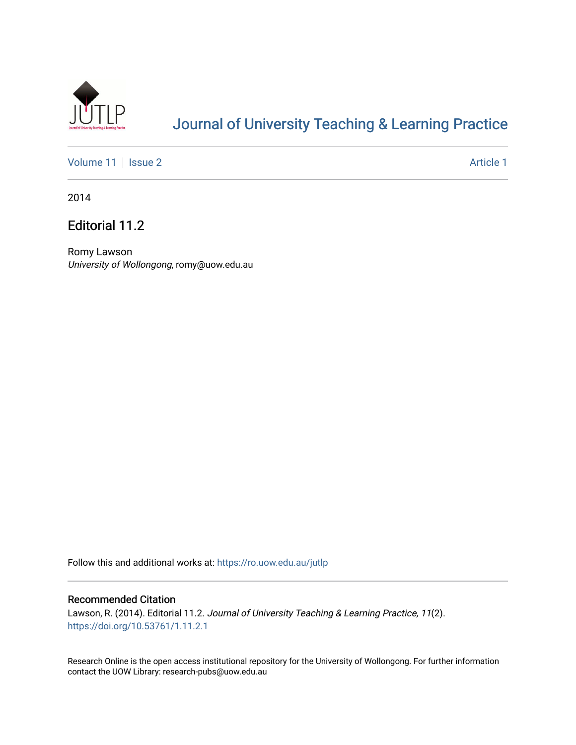# Journal of University Teaching & Learning Practice

Volume 11 | Issue 2 Article 1

2014

## Editorial 11.2

Romy Lawson
*University of Wollongong*, romy@uow.edu.au

Follow this and additional works at: https://ro.uow.edu.au/jutlp

### Recommended Citation

Lawson, R. (2014). Editorial 11.2. *Journal of University Teaching & Learning Practice, 11*(2).
https://doi.org/10.53761/1.11.2.1

Research Online is the open access institutional repository for the University of Wollongong. For further information contact the UOW Library: research-pubs@uow.edu.au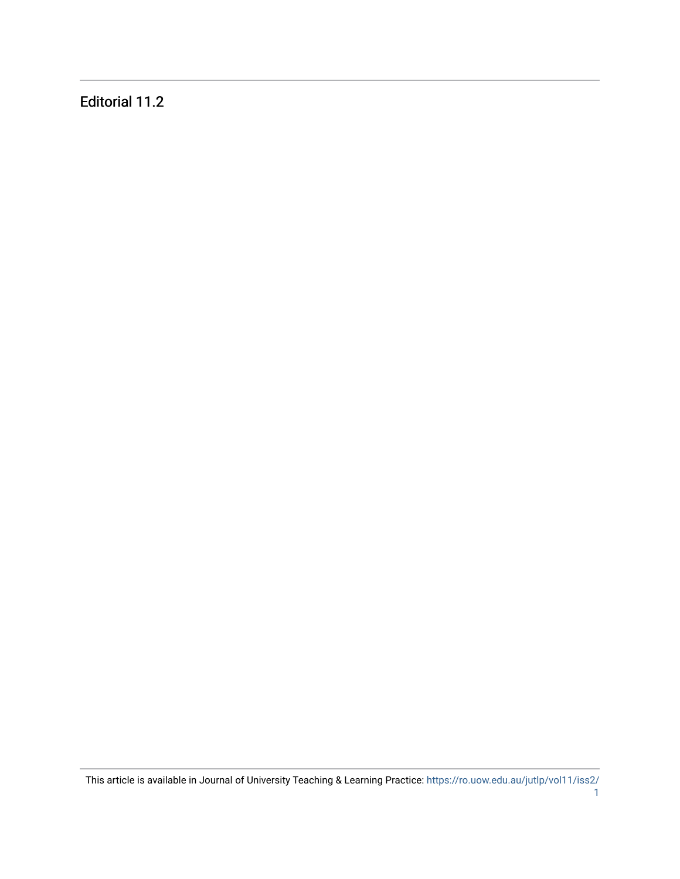Editorial 11.2

This article is available in Journal of University Teaching & Learning Practice: https://ro.uow.edu.au/jutlp/vol11/iss2/1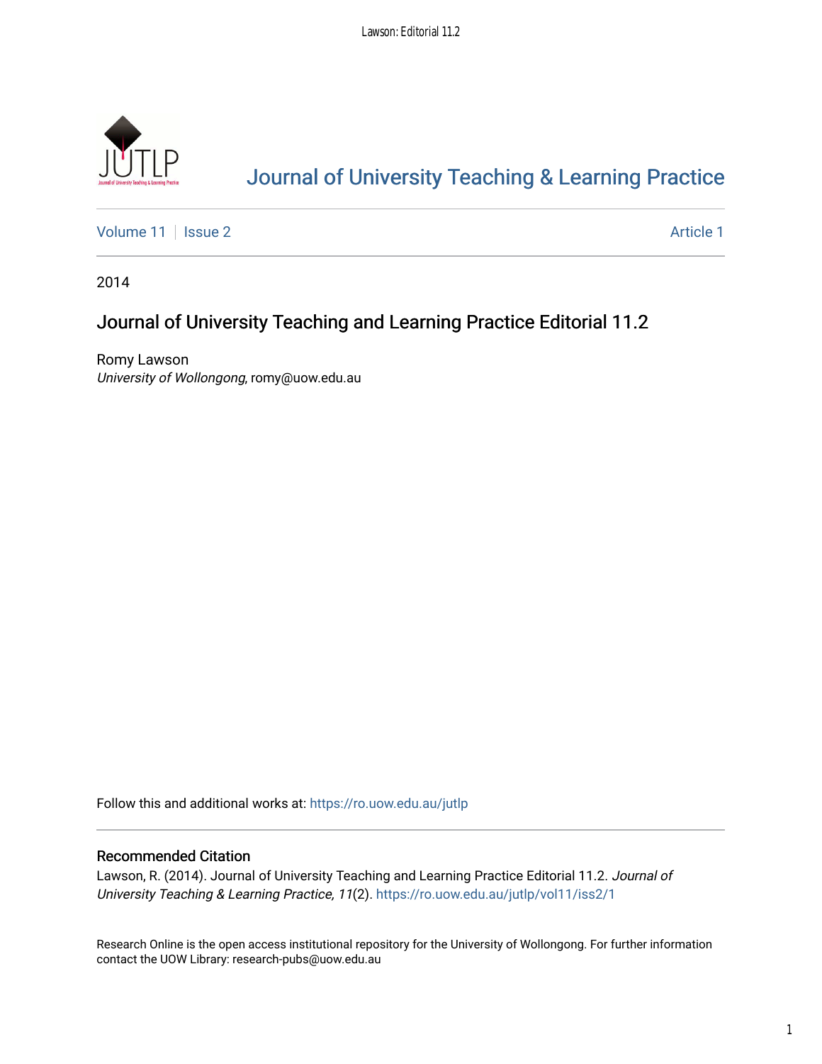# Journal of University Teaching & Learning Practice

Volume 11 | Issue 2 | Article 1

2014

## Journal of University Teaching and Learning Practice Editorial 11.2

Romy Lawson
*University of Wollongong*, romy@uow.edu.au

Follow this and additional works at: https://ro.uow.edu.au/jutlp

### Recommended Citation

Lawson, R. (2014). Journal of University Teaching and Learning Practice Editorial 11.2. *Journal of University Teaching & Learning Practice, 11*(2). https://ro.uow.edu.au/jutlp/vol11/iss2/1

Research Online is the open access institutional repository for the University of Wollongong. For further information contact the UOW Library: research-pubs@uow.edu.au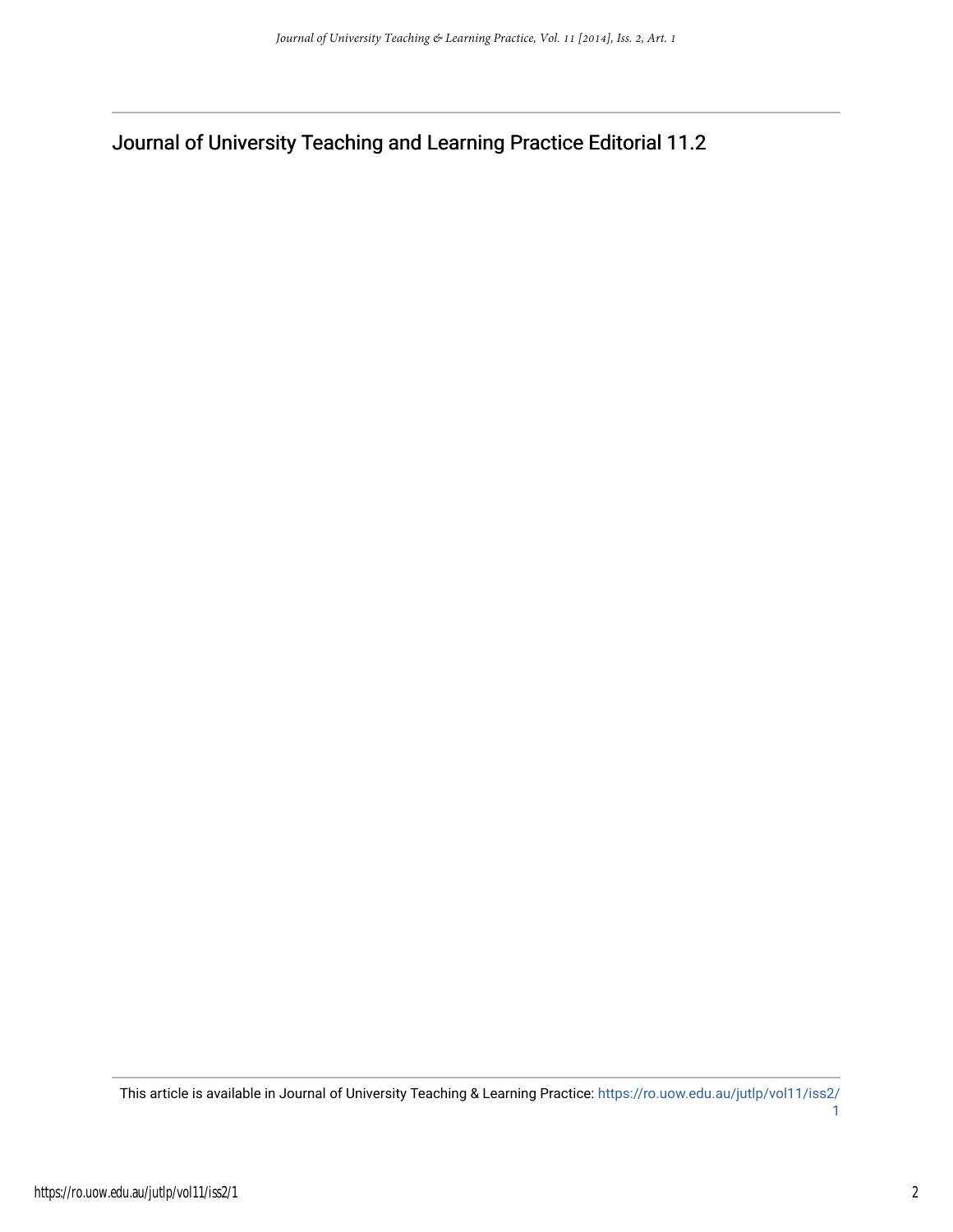# Journal of University Teaching and Learning Practice Editorial 11.2

This article is available in Journal of University Teaching & Learning Practice: https://ro.uow.edu.au/jutlp/vol11/iss2/1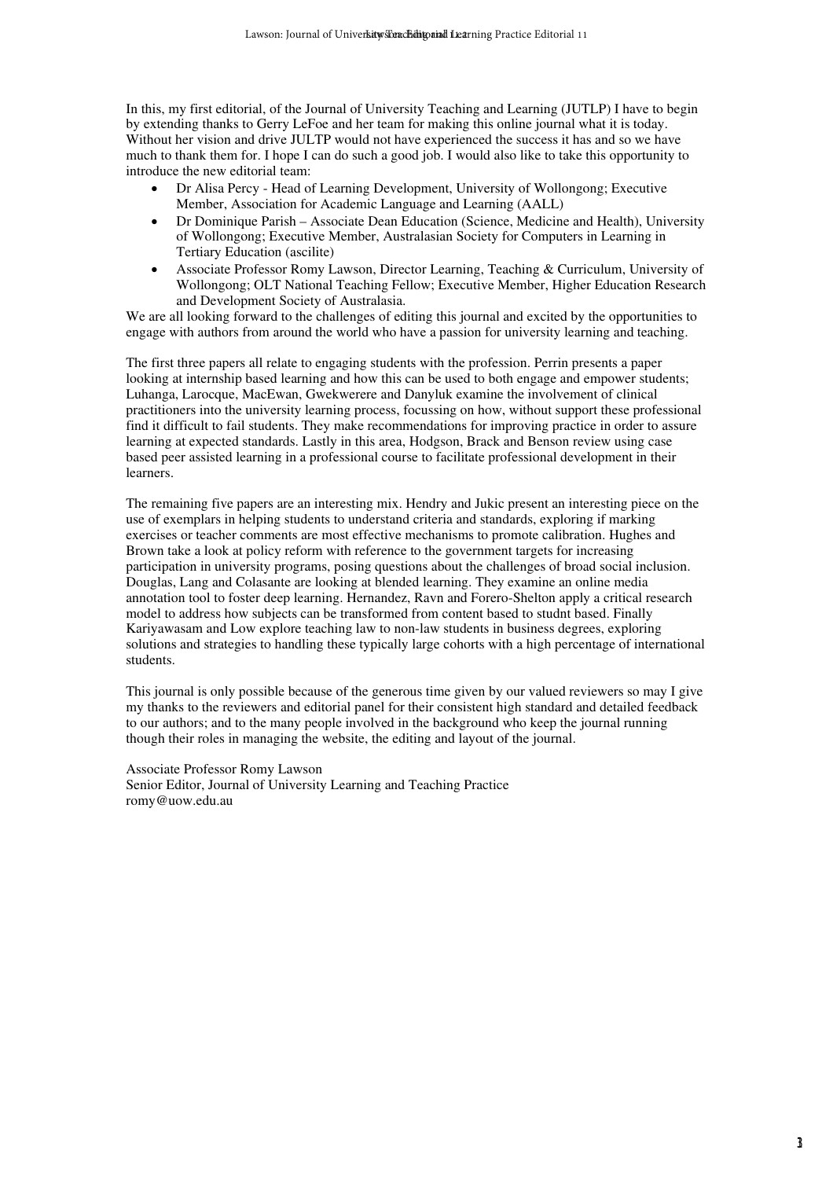In this, my first editorial, of the Journal of University Teaching and Learning (JUTLP) I have to begin by extending thanks to Gerry LeFoe and her team for making this online journal what it is today. Without her vision and drive JULTP would not have experienced the success it has and so we have much to thank them for. I hope I can do such a good job. I would also like to take this opportunity to introduce the new editorial team:

- Dr Alisa Percy - Head of Learning Development, University of Wollongong; Executive Member, Association for Academic Language and Learning (AALL)
- Dr Dominique Parish – Associate Dean Education (Science, Medicine and Health), University of Wollongong; Executive Member, Australasian Society for Computers in Learning in Tertiary Education (ascilite)
- Associate Professor Romy Lawson, Director Learning, Teaching & Curriculum, University of Wollongong; OLT National Teaching Fellow; Executive Member, Higher Education Research and Development Society of Australasia.

We are all looking forward to the challenges of editing this journal and excited by the opportunities to engage with authors from around the world who have a passion for university learning and teaching.

The first three papers all relate to engaging students with the profession. Perrin presents a paper looking at internship based learning and how this can be used to both engage and empower students; Luhanga, Larocque, MacEwan, Gwekwerere and Danyluk examine the involvement of clinical practitioners into the university learning process, focussing on how, without support these professional find it difficult to fail students. They make recommendations for improving practice in order to assure learning at expected standards. Lastly in this area, Hodgson, Brack and Benson review using case based peer assisted learning in a professional course to facilitate professional development in their learners.

The remaining five papers are an interesting mix. Hendry and Jukic present an interesting piece on the use of exemplars in helping students to understand criteria and standards, exploring if marking exercises or teacher comments are most effective mechanisms to promote calibration. Hughes and Brown take a look at policy reform with reference to the government targets for increasing participation in university programs, posing questions about the challenges of broad social inclusion. Douglas, Lang and Colasante are looking at blended learning. They examine an online media annotation tool to foster deep learning. Hernandez, Ravn and Forero-Shelton apply a critical research model to address how subjects can be transformed from content based to studnt based. Finally Kariyawasam and Low explore teaching law to non-law students in business degrees, exploring solutions and strategies to handling these typically large cohorts with a high percentage of international students.

This journal is only possible because of the generous time given by our valued reviewers so may I give my thanks to the reviewers and editorial panel for their consistent high standard and detailed feedback to our authors; and to the many people involved in the background who keep the journal running though their roles in managing the website, the editing and layout of the journal.

Associate Professor Romy Lawson
Senior Editor, Journal of University Learning and Teaching Practice
romy@uow.edu.au